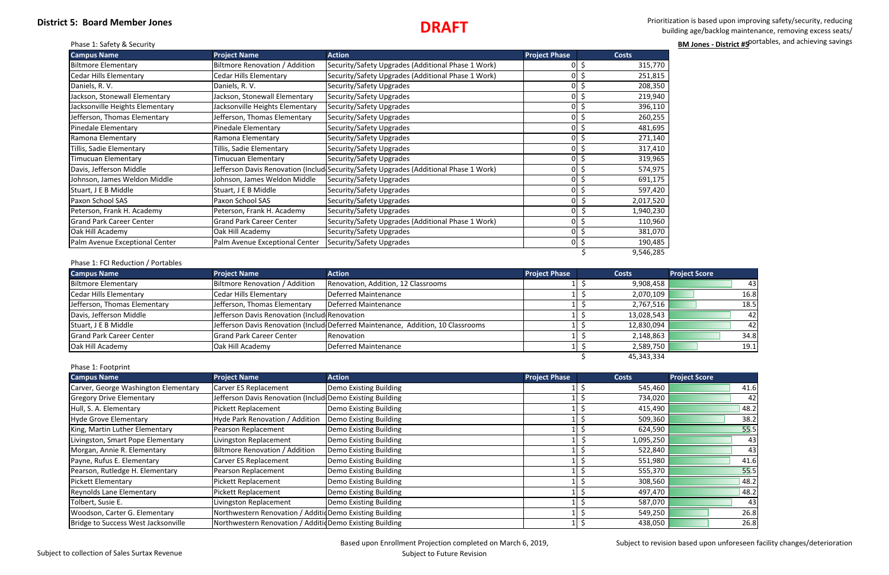**District 5: Board Member Jones**

**DRAFT**

Prioritization is based upon improving safety/security, reducing building age/backlog maintenance, removing excess seats/ portables, and achieving savings

**BM Jones - District #5**

Phase 1: Safety & Security

| Campus Name | Project Name | Action | Project Phase | Costs |
|---|---|---|---|---|
| Biltmore Elementary | Biltmore Renovation / Addition | Security/Safety Upgrades (Additional Phase 1 Work) | 0 | $ 315,770 |
| Cedar Hills Elementary | Cedar Hills Elementary | Security/Safety Upgrades (Additional Phase 1 Work) | 0 | $ 251,815 |
| Daniels, R. V. | Daniels, R. V. | Security/Safety Upgrades | 0 | $ 208,350 |
| Jackson, Stonewall Elementary | Jackson, Stonewall Elementary | Security/Safety Upgrades | 0 | $ 219,940 |
| Jacksonville Heights Elementary | Jacksonville Heights Elementary | Security/Safety Upgrades | 0 | $ 396,110 |
| Jefferson, Thomas Elementary | Jefferson, Thomas Elementary | Security/Safety Upgrades | 0 | $ 260,255 |
| Pinedale Elementary | Pinedale Elementary | Security/Safety Upgrades | 0 | $ 481,695 |
| Ramona Elementary | Ramona Elementary | Security/Safety Upgrades | 0 | $ 271,140 |
| Tillis, Sadie Elementary | Tillis, Sadie Elementary | Security/Safety Upgrades | 0 | $ 317,410 |
| Timucuan Elementary | Timucuan Elementary | Security/Safety Upgrades | 0 | $ 319,965 |
| Davis, Jefferson Middle | Jefferson Davis Renovation (Includ | Security/Safety Upgrades (Additional Phase 1 Work) | 0 | $ 574,975 |
| Johnson, James Weldon Middle | Johnson, James Weldon Middle | Security/Safety Upgrades | 0 | $ 691,175 |
| Stuart, J E B Middle | Stuart, J E B Middle | Security/Safety Upgrades | 0 | $ 597,420 |
| Paxon School SAS | Paxon School SAS | Security/Safety Upgrades | 0 | $ 2,017,520 |
| Peterson, Frank H. Academy | Peterson, Frank H. Academy | Security/Safety Upgrades | 0 | $ 1,940,230 |
| Grand Park Career Center | Grand Park Career Center | Security/Safety Upgrades (Additional Phase 1 Work) | 0 | $ 110,960 |
| Oak Hill Academy | Oak Hill Academy | Security/Safety Upgrades | 0 | $ 381,070 |
| Palm Avenue Exceptional Center | Palm Avenue Exceptional Center | Security/Safety Upgrades | 0 | $ 190,485 |
| | | | | $ 9,546,285 |

Phase 1: FCI Reduction / Portables

| Campus Name | Project Name | Action | Project Phase | Costs | Project Score |
|---|---|---|---|---|---|
| Biltmore Elementary | Biltmore Renovation / Addition | Renovation, Addition, 12 Classrooms | 1 | $ 9,908,458 | 43 |
| Cedar Hills Elementary | Cedar Hills Elementary | Deferred Maintenance | 1 | $ 2,070,109 | 16.8 |
| Jefferson, Thomas Elementary | Jefferson, Thomas Elementary | Deferred Maintenance | 1 | $ 2,767,516 | 18.5 |
| Davis, Jefferson Middle | Jefferson Davis Renovation (Includ | Renovation | 1 | $ 13,028,543 | 42 |
| Stuart, J E B Middle | Jefferson Davis Renovation (Includ | Deferred Maintenance, Addition, 10 Classrooms | 1 | $ 12,830,094 | 42 |
| Grand Park Career Center | Grand Park Career Center | Renovation | 1 | $ 2,148,863 | 34.8 |
| Oak Hill Academy | Oak Hill Academy | Deferred Maintenance | 1 | $ 2,589,750 | 19.1 |
| | | | | $ 45,343,334 | |

Phase 1: Footprint

| Campus Name | Project Name | Action | Project Phase | Costs | Project Score |
|---|---|---|---|---|---|
| Carver, George Washington Elementary | Carver ES Replacement | Demo Existing Building | 1 | $ 545,460 | 41.6 |
| Gregory Drive Elementary | Jefferson Davis Renovation (Includ | Demo Existing Building | 1 | $ 734,020 | 42 |
| Hull, S. A. Elementary | Pickett Replacement | Demo Existing Building | 1 | $ 415,490 | 48.2 |
| Hyde Grove Elementary | Hyde Park Renovation / Addition | Demo Existing Building | 1 | $ 509,360 | 38.2 |
| King, Martin Luther Elementary | Pearson Replacement | Demo Existing Building | 1 | $ 624,590 | 55.5 |
| Livingston, Smart Pope Elementary | Livingston Replacement | Demo Existing Building | 1 | $ 1,095,250 | 43 |
| Morgan, Annie R. Elementary | Biltmore Renovation / Addition | Demo Existing Building | 1 | $ 522,840 | 43 |
| Payne, Rufus E. Elementary | Carver ES Replacement | Demo Existing Building | 1 | $ 551,980 | 41.6 |
| Pearson, Rutledge H. Elementary | Pearson Replacement | Demo Existing Building | 1 | $ 555,370 | 55.5 |
| Pickett Elementary | Pickett Replacement | Demo Existing Building | 1 | $ 308,560 | 48.2 |
| Reynolds Lane Elementary | Pickett Replacement | Demo Existing Building | 1 | $ 497,470 | 48.2 |
| Tolbert, Susie E. | Livingston Replacement | Demo Existing Building | 1 | $ 587,070 | 43 |
| Woodson, Carter G. Elementary | Northwestern Renovation / Additio | Demo Existing Building | 1 | $ 549,250 | 26.8 |
| Bridge to Success West Jacksonville | Northwestern Renovation / Additio | Demo Existing Building | 1 | $ 438,050 | 26.8 |

Subject to collection of Sales Surtax Revenue

Based upon Enrollment Projection completed on March 6, 2019, Subject to Future Revision

Subject to revision based upon unforeseen facility changes/deterioration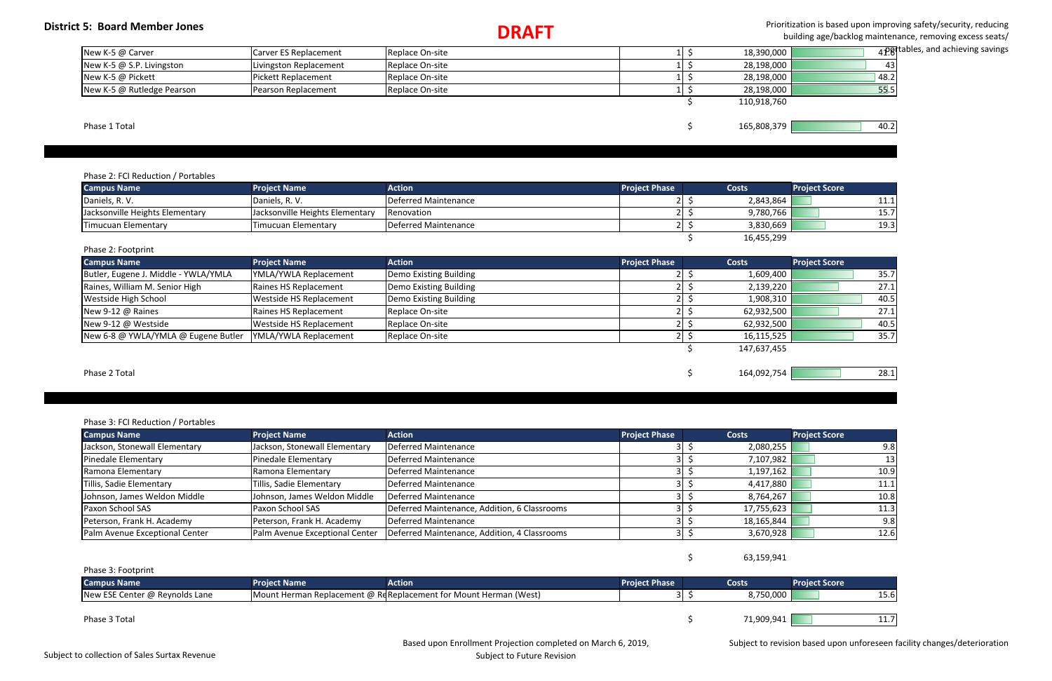**District 5: Board Member Jones**

**DRAFT**

Prioritization is based upon improving safety/security, reducing building age/backlog maintenance, removing excess seats/ portables, and achieving savings

| | | | | | |
|---|---|---|---|---|---|
| New K-5 @ Carver | Carver ES Replacement | Replace On-site | 1 | $ 18,390,000 | 41.8 |
| New K-5 @ S.P. Livingston | Livingston Replacement | Replace On-site | 1 | $ 28,198,000 | 43 |
| New K-5 @ Pickett | Pickett Replacement | Replace On-site | 1 | $ 28,198,000 | 48.2 |
| New K-5 @ Rutledge Pearson | Pearson Replacement | Replace On-site | 1 | $ 28,198,000 | 55.5 |
| | | | | $ 110,918,760 | |

| | | |
|---|---|---|
| Phase 1 Total | $ 165,808,379 | 40.2 |

Phase 2: FCI Reduction / Portables

| Campus Name | Project Name | Action | Project Phase | Costs | Project Score |
|---|---|---|---|---|---|
| Daniels, R. V. | Daniels, R. V. | Deferred Maintenance | 2 | $ 2,843,864 | 11.1 |
| Jacksonville Heights Elementary | Jacksonville Heights Elementary | Renovation | 2 | $ 9,780,766 | 15.7 |
| Timucuan Elementary | Timucuan Elementary | Deferred Maintenance | 2 | $ 3,830,669 | 19.3 |
| | | | | $ 16,455,299 | |

Phase 2: Footprint

| Campus Name | Project Name | Action | Project Phase | Costs | Project Score |
|---|---|---|---|---|---|
| Butler, Eugene J. Middle - YWLA/YMLA | YMLA/YWLA Replacement | Demo Existing Building | 2 | $ 1,609,400 | 35.7 |
| Raines, William M. Senior High | Raines HS Replacement | Demo Existing Building | 2 | $ 2,139,220 | 27.1 |
| Westside High School | Westside HS Replacement | Demo Existing Building | 2 | $ 1,908,310 | 40.5 |
| New 9-12 @ Raines | Raines HS Replacement | Replace On-site | 2 | $ 62,932,500 | 27.1 |
| New 9-12 @ Westside | Westside HS Replacement | Replace On-site | 2 | $ 62,932,500 | 40.5 |
| New 6-8 @ YWLA/YMLA @ Eugene Butler | YMLA/YWLA Replacement | Replace On-site | 2 | $ 16,115,525 | 35.7 |
| | | | | $ 147,637,455 | |

| | | |
|---|---|---|
| Phase 2 Total | $ 164,092,754 | 28.1 |

Phase 3: FCI Reduction / Portables

| Campus Name | Project Name | Action | Project Phase | Costs | Project Score |
|---|---|---|---|---|---|
| Jackson, Stonewall Elementary | Jackson, Stonewall Elementary | Deferred Maintenance | 3 | $ 2,080,255 | 9.8 |
| Pinedale Elementary | Pinedale Elementary | Deferred Maintenance | 3 | $ 7,107,982 | 13 |
| Ramona Elementary | Ramona Elementary | Deferred Maintenance | 3 | $ 1,197,162 | 10.9 |
| Tillis, Sadie Elementary | Tillis, Sadie Elementary | Deferred Maintenance | 3 | $ 4,417,880 | 11.1 |
| Johnson, James Weldon Middle | Johnson, James Weldon Middle | Deferred Maintenance | 3 | $ 8,764,267 | 10.8 |
| Paxon School SAS | Paxon School SAS | Deferred Maintenance, Addition, 6 Classrooms | 3 | $ 17,755,623 | 11.3 |
| Peterson, Frank H. Academy | Peterson, Frank H. Academy | Deferred Maintenance | 3 | $ 18,165,844 | 9.8 |
| Palm Avenue Exceptional Center | Palm Avenue Exceptional Center | Deferred Maintenance, Addition, 4 Classrooms | 3 | $ 3,670,928 | 12.6 |
| | | | | $ 63,159,941 | |

Phase 3: Footprint

| Campus Name | Project Name | Action | Project Phase | Costs | Project Score |
|---|---|---|---|---|---|
| New ESE Center @ Reynolds Lane | Mount Herman Replacement @ Re | Replacement for Mount Herman (West) | 3 | $ 8,750,000 | 15.6 |

| | | |
|---|---|---|
| Phase 3 Total | $ 71,909,941 | 11.7 |

Subject to collection of Sales Surtax Revenue

Based upon Enrollment Projection completed on March 6, 2019, Subject to Future Revision

Subject to revision based upon unforeseen facility changes/deterioration